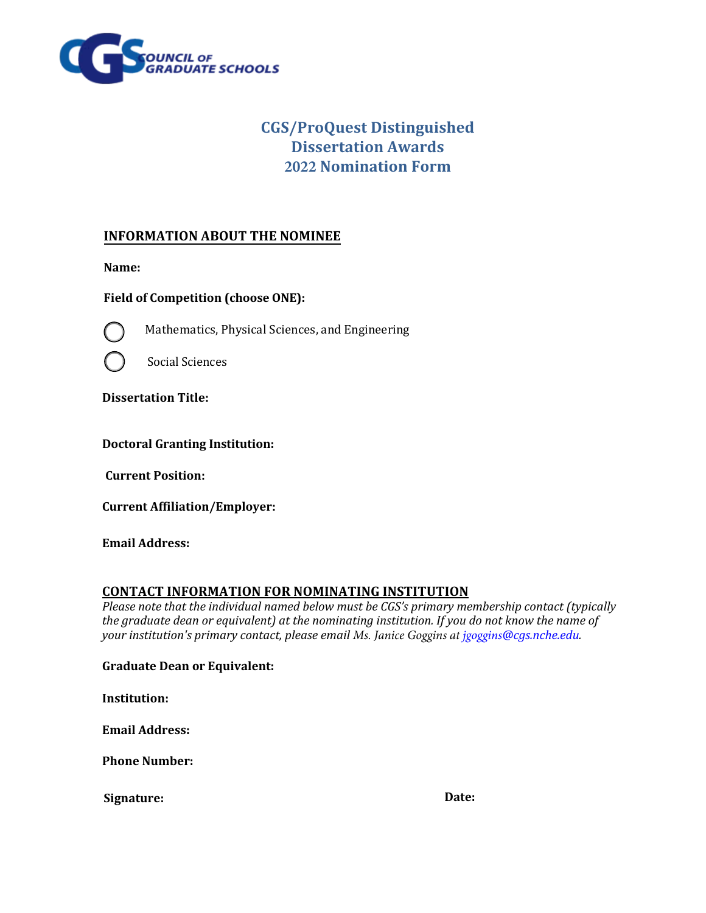CGS COUNCIL OF GRADUATE SCHOOLS

# CGS/ProQuest Distinguished Dissertation Awards 2022 Nomination Form

## INFORMATION ABOUT THE NOMINEE

**Name:**

**Field of Competition (choose ONE):**

- ◯ Mathematics, Physical Sciences, and Engineering
- ◯ Social Sciences

**Dissertation Title:**

**Doctoral Granting Institution:**

**Current Position:**

**Current Affiliation/Employer:**

**Email Address:**

## CONTACT INFORMATION FOR NOMINATING INSTITUTION

*Please note that the individual named below must be CGS's primary membership contact (typically the graduate dean or equivalent) at the nominating institution. If you do not know the name of your institution's primary contact, please email Ms. Janice Goggins at jgoggins@cgs.nche.edu.*

**Graduate Dean or Equivalent:**

**Institution:**

**Email Address:**

**Phone Number:**

**Signature:** **Date:**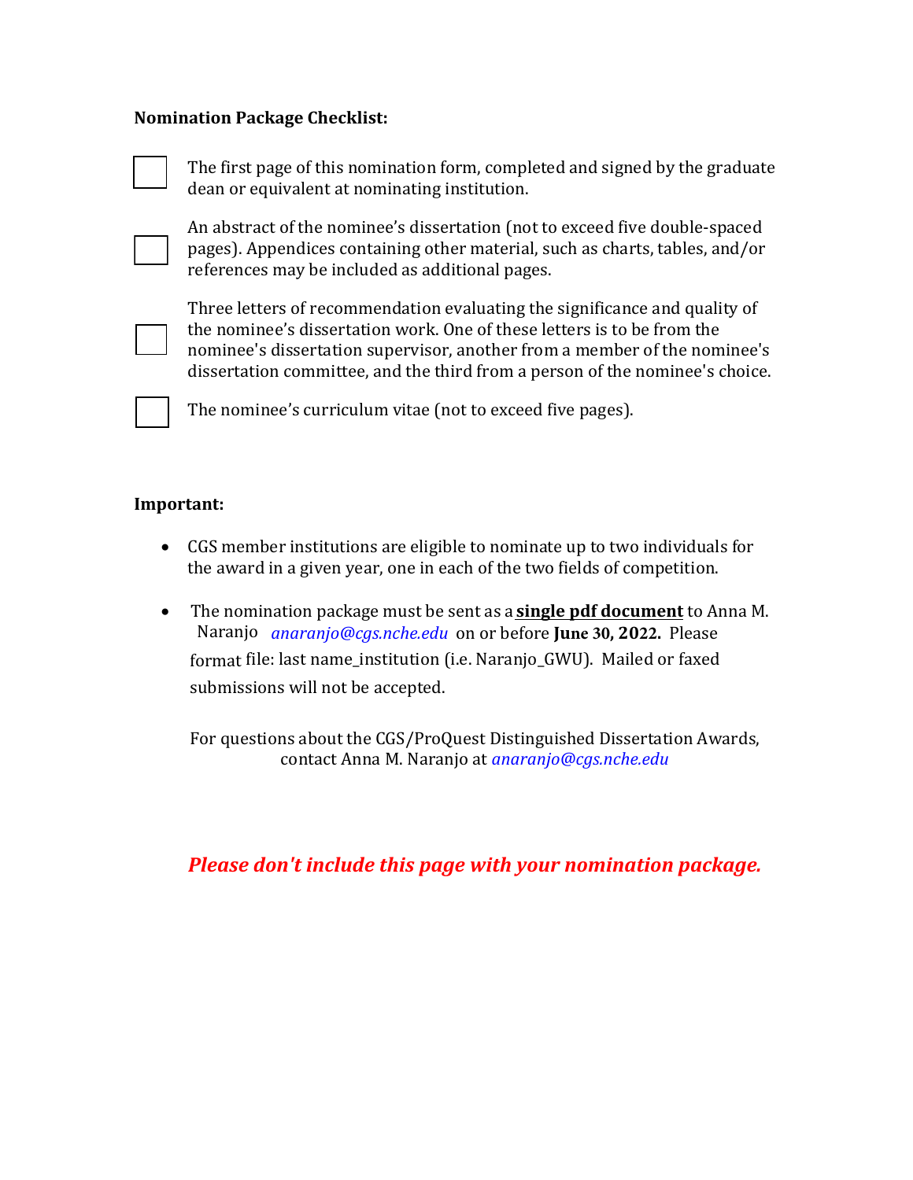**Nomination Package Checklist:**

- [ ] The first page of this nomination form, completed and signed by the graduate dean or equivalent at nominating institution.

- [ ] An abstract of the nominee's dissertation (not to exceed five double-spaced pages). Appendices containing other material, such as charts, tables, and/or references may be included as additional pages.

- [ ] Three letters of recommendation evaluating the significance and quality of the nominee's dissertation work. One of these letters is to be from the nominee's dissertation supervisor, another from a member of the nominee's dissertation committee, and the third from a person of the nominee's choice.

- [ ] The nominee's curriculum vitae (not to exceed five pages).

**Important:**

- CGS member institutions are eligible to nominate up to two individuals for the award in a given year, one in each of the two fields of competition.

- The nomination package must be sent as a **single pdf document** to Anna M. Naranjo *anaranjo@cgs.nche.edu* on or before **June 30, 2022.** Please format file: last name_institution (i.e. Naranjo_GWU). Mailed or faxed submissions will not be accepted.

For questions about the CGS/ProQuest Distinguished Dissertation Awards, contact Anna M. Naranjo at *anaranjo@cgs.nche.edu*

***Please don't include this page with your nomination package.***